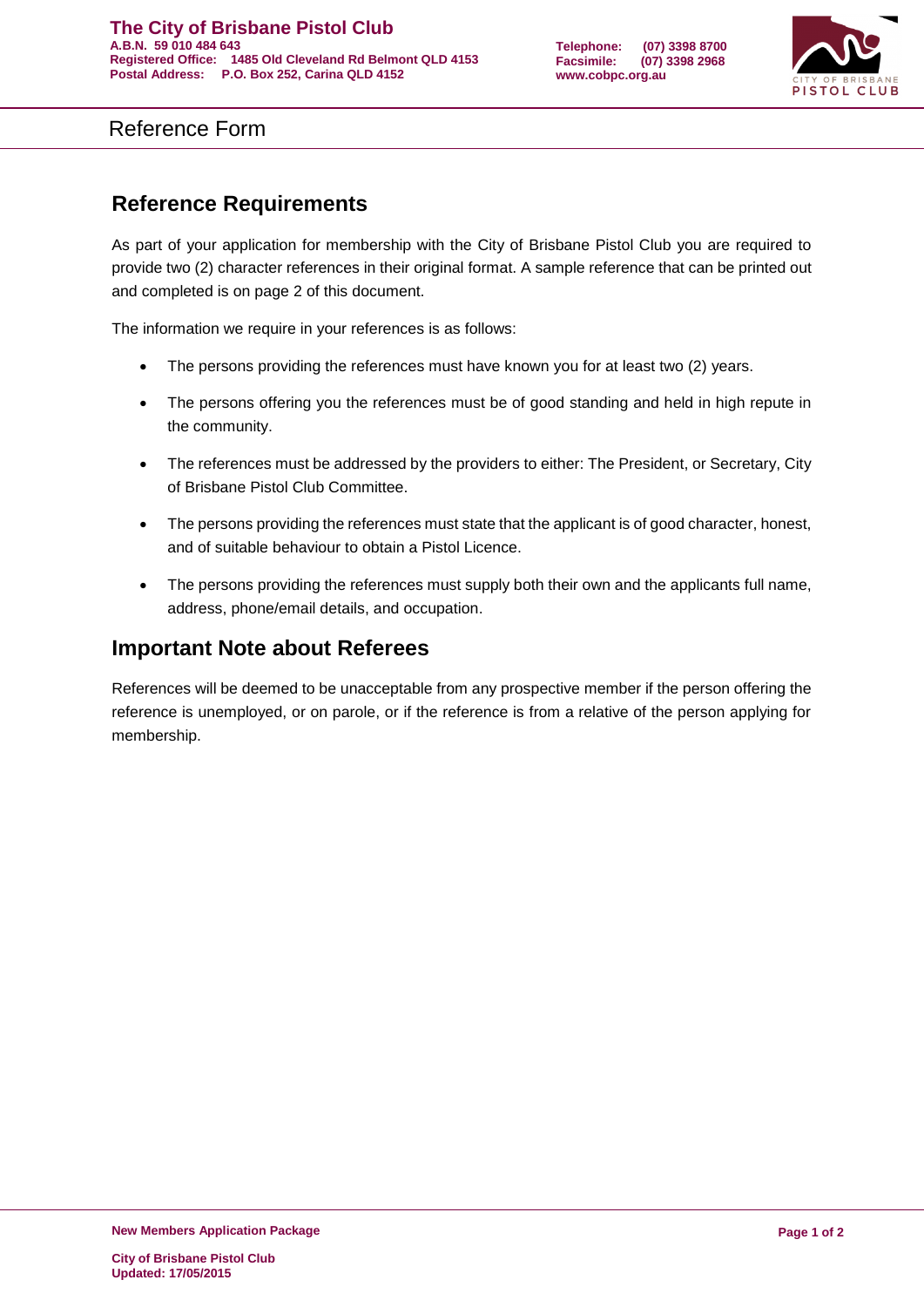**The City of Brisbane Pistol Club**
**A.B.N. 59 010 484 643**
**Registered Office: 1485 Old Cleveland Rd Belmont QLD 4153**
**Postal Address: P.O. Box 252, Carina QLD 4152**

**Telephone: (07) 3398 8700**
**Facsimile: (07) 3398 2968**
**www.cobpc.org.au**

# Reference Form

## Reference Requirements

As part of your application for membership with the City of Brisbane Pistol Club you are required to provide two (2) character references in their original format. A sample reference that can be printed out and completed is on page 2 of this document.

The information we require in your references is as follows:

- The persons providing the references must have known you for at least two (2) years.
- The persons offering you the references must be of good standing and held in high repute in the community.
- The references must be addressed by the providers to either: The President, or Secretary, City of Brisbane Pistol Club Committee.
- The persons providing the references must state that the applicant is of good character, honest, and of suitable behaviour to obtain a Pistol Licence.
- The persons providing the references must supply both their own and the applicants full name, address, phone/email details, and occupation.

## Important Note about Referees

References will be deemed to be unacceptable from any prospective member if the person offering the reference is unemployed, or on parole, or if the reference is from a relative of the person applying for membership.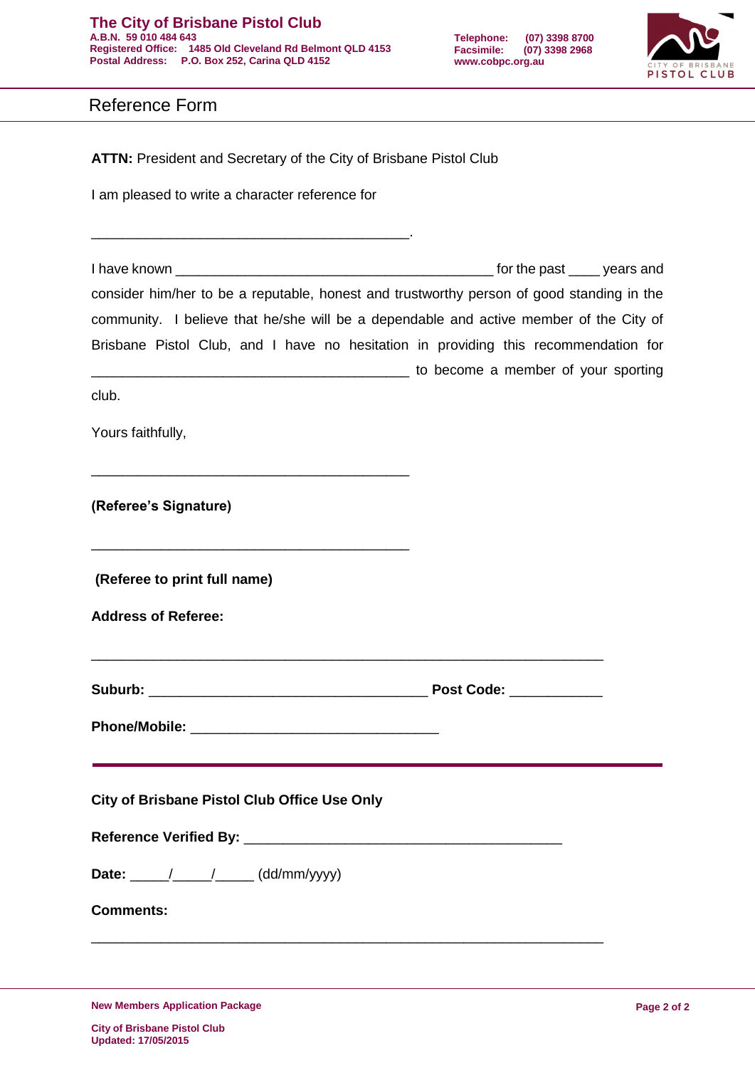**The City of Brisbane Pistol Club**
**A.B.N. 59 010 484 643**
**Registered Office: 1485 Old Cleveland Rd Belmont QLD 4153**
**Postal Address: P.O. Box 252, Carina QLD 4152**

**Telephone: (07) 3398 8700**
**Facsimile: (07) 3398 2968**
**www.cobpc.org.au**

# Reference Form

**ATTN:** President and Secretary of the City of Brisbane Pistol Club

I am pleased to write a character reference for

_________________________________________.

I have known _________________________________________ for the past ____ years and consider him/her to be a reputable, honest and trustworthy person of good standing in the community. I believe that he/she will be a dependable and active member of the City of Brisbane Pistol Club, and I have no hesitation in providing this recommendation for _________________________________________ to become a member of your sporting club.

Yours faithfully,

_________________________________________

**(Referee's Signature)**

_________________________________________

**(Referee to print full name)**

**Address of Referee:**

_________________________________________________________________

**Suburb:** ___________________________________ **Post Code:** ___________

**Phone/Mobile:** ________________________________

---

**City of Brisbane Pistol Club Office Use Only**

**Reference Verified By:** _________________________________________

**Date:** _____/_____/_____ (dd/mm/yyyy)

**Comments:**

_________________________________________________________________

**New Members Application Package**

**City of Brisbane Pistol Club**
**Updated: 17/05/2015**